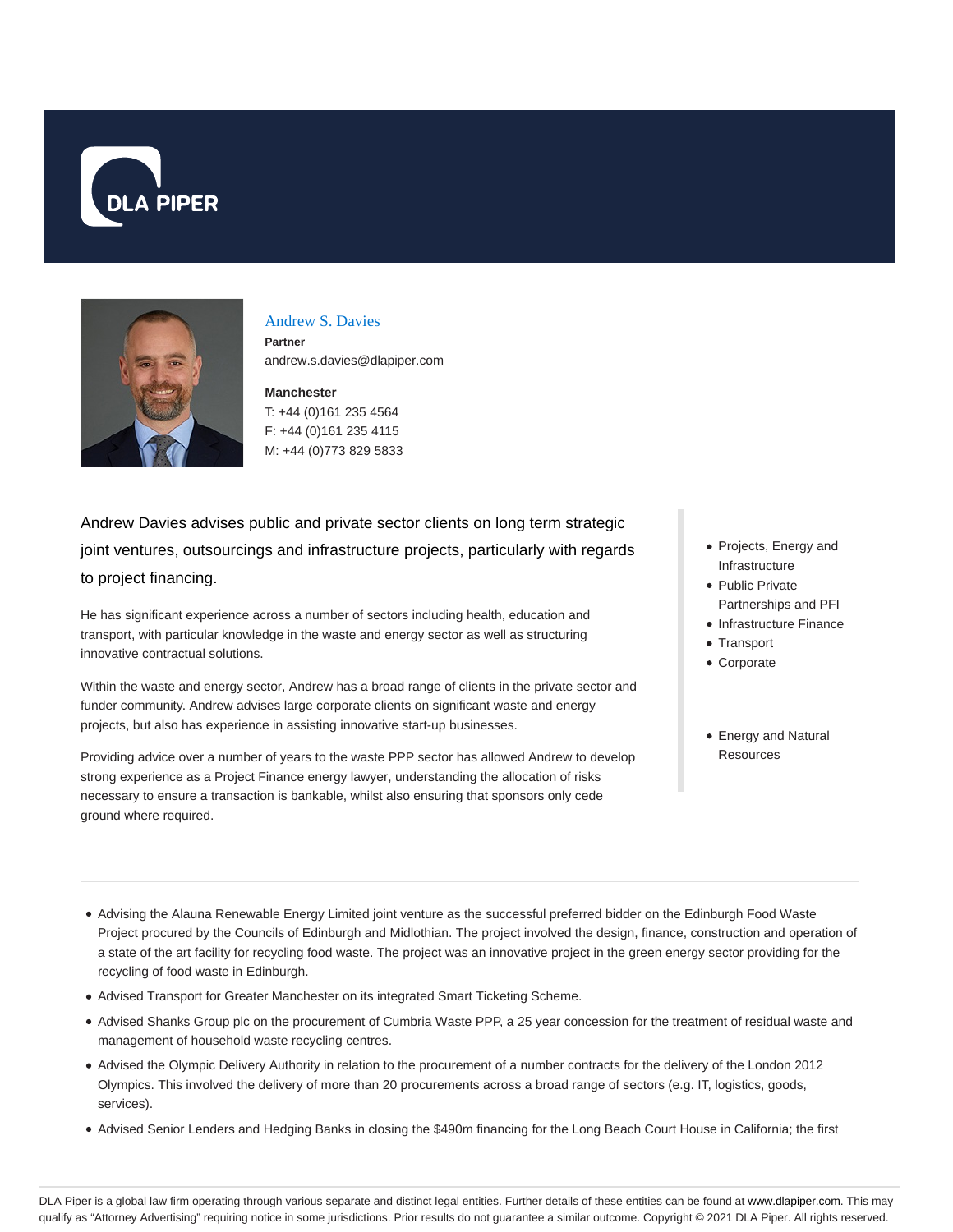# Andrew S. Davies

**Partner**
andrew.s.davies@dlapiper.com

**Manchester**
T: +44 (0)161 235 4564
F: +44 (0)161 235 4115
M: +44 (0)773 829 5833

Andrew Davies advises public and private sector clients on long term strategic joint ventures, outsourcings and infrastructure projects, particularly with regards to project financing.

He has significant experience across a number of sectors including health, education and transport, with particular knowledge in the waste and energy sector as well as structuring innovative contractual solutions.

Within the waste and energy sector, Andrew has a broad range of clients in the private sector and funder community. Andrew advises large corporate clients on significant waste and energy projects, but also has experience in assisting innovative start-up businesses.

Providing advice over a number of years to the waste PPP sector has allowed Andrew to develop strong experience as a Project Finance energy lawyer, understanding the allocation of risks necessary to ensure a transaction is bankable, whilst also ensuring that sponsors only cede ground where required.

- Projects, Energy and Infrastructure
- Public Private Partnerships and PFI
- Infrastructure Finance
- Transport
- Corporate

- Energy and Natural Resources

---

- Advising the Alauna Renewable Energy Limited joint venture as the successful preferred bidder on the Edinburgh Food Waste Project procured by the Councils of Edinburgh and Midlothian. The project involved the design, finance, construction and operation of a state of the art facility for recycling food waste. The project was an innovative project in the green energy sector providing for the recycling of food waste in Edinburgh.
- Advised Transport for Greater Manchester on its integrated Smart Ticketing Scheme.
- Advised Shanks Group plc on the procurement of Cumbria Waste PPP, a 25 year concession for the treatment of residual waste and management of household waste recycling centres.
- Advised the Olympic Delivery Authority in relation to the procurement of a number contracts for the delivery of the London 2012 Olympics. This involved the delivery of more than 20 procurements across a broad range of sectors (e.g. IT, logistics, goods, services).
- Advised Senior Lenders and Hedging Banks in closing the $490m financing for the Long Beach Court House in California; the first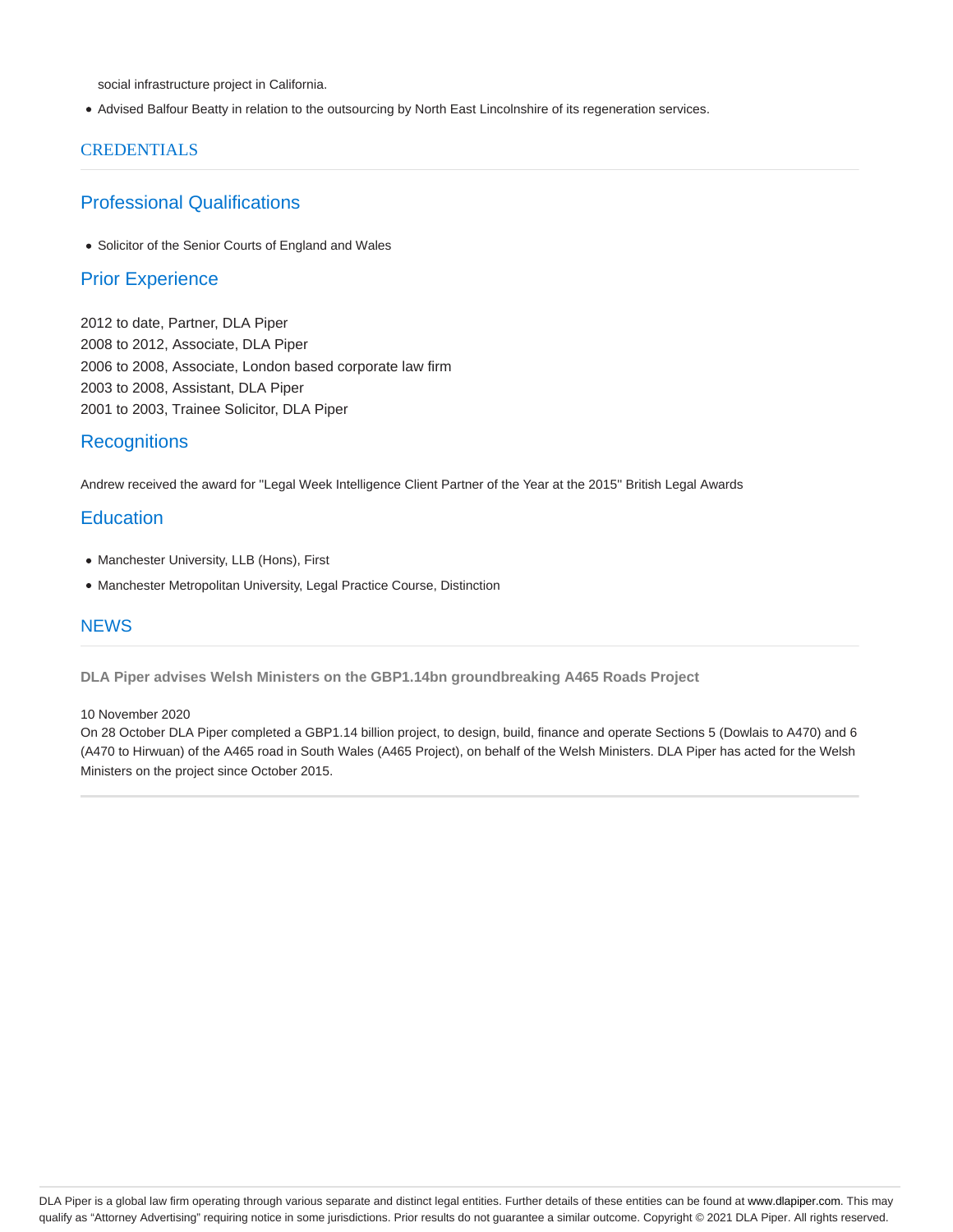social infrastructure project in California.

- Advised Balfour Beatty in relation to the outsourcing by North East Lincolnshire of its regeneration services.

## CREDENTIALS

### Professional Qualifications

- Solicitor of the Senior Courts of England and Wales

### Prior Experience

2012 to date, Partner, DLA Piper
2008 to 2012, Associate, DLA Piper
2006 to 2008, Associate, London based corporate law firm
2003 to 2008, Assistant, DLA Piper
2001 to 2003, Trainee Solicitor, DLA Piper

### Recognitions

Andrew received the award for "Legal Week Intelligence Client Partner of the Year at the 2015" British Legal Awards

### Education

- Manchester University, LLB (Hons), First
- Manchester Metropolitan University, Legal Practice Course, Distinction

## NEWS

**DLA Piper advises Welsh Ministers on the GBP1.14bn groundbreaking A465 Roads Project**

10 November 2020
On 28 October DLA Piper completed a GBP1.14 billion project, to design, build, finance and operate Sections 5 (Dowlais to A470) and 6 (A470 to Hirwuan) of the A465 road in South Wales (A465 Project), on behalf of the Welsh Ministers. DLA Piper has acted for the Welsh Ministers on the project since October 2015.

DLA Piper is a global law firm operating through various separate and distinct legal entities. Further details of these entities can be found at www.dlapiper.com. This may qualify as "Attorney Advertising" requiring notice in some jurisdictions. Prior results do not guarantee a similar outcome. Copyright © 2021 DLA Piper. All rights reserved.